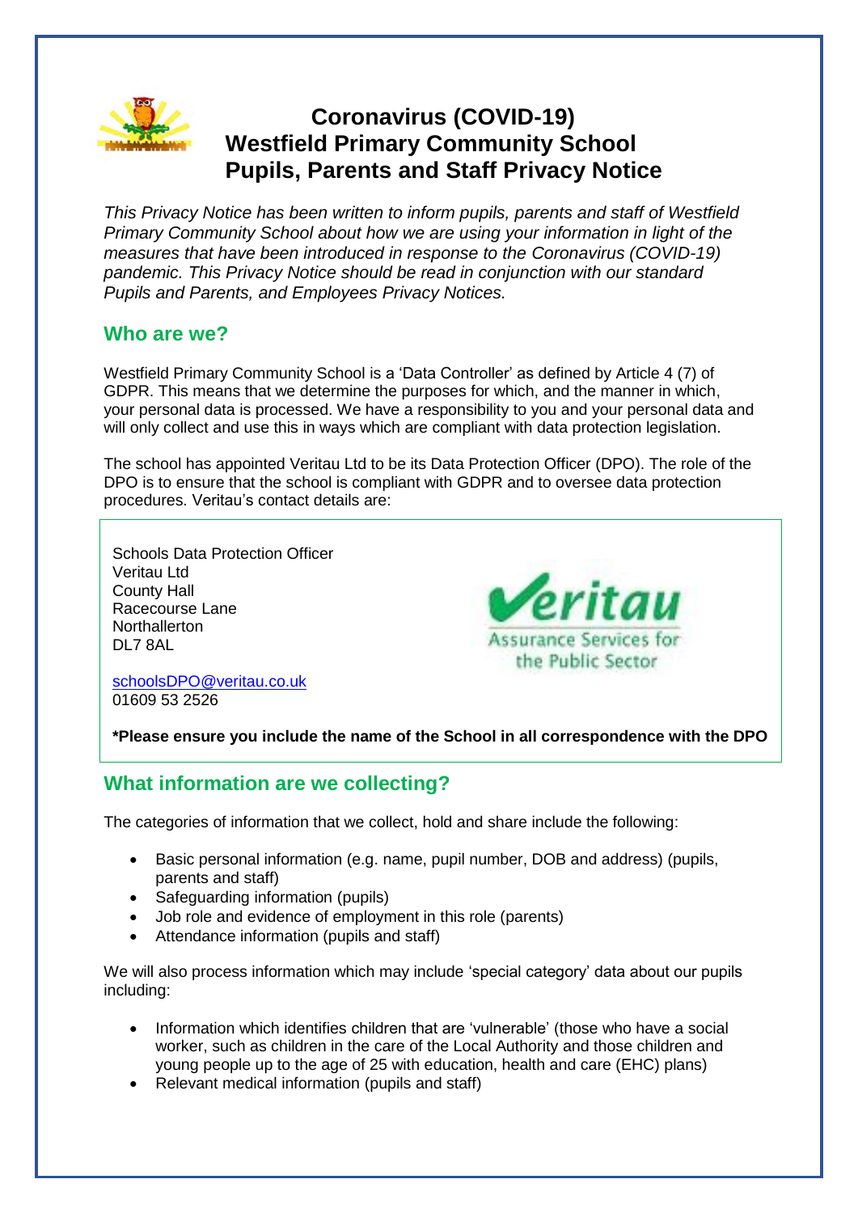# Coronavirus (COVID-19)
# Westfield Primary Community School
# Pupils, Parents and Staff Privacy Notice

*This Privacy Notice has been written to inform pupils, parents and staff of Westfield Primary Community School about how we are using your information in light of the measures that have been introduced in response to the Coronavirus (COVID-19) pandemic. This Privacy Notice should be read in conjunction with our standard Pupils and Parents, and Employees Privacy Notices.*

## Who are we?

Westfield Primary Community School is a 'Data Controller' as defined by Article 4 (7) of GDPR. This means that we determine the purposes for which, and the manner in which, your personal data is processed. We have a responsibility to you and your personal data and will only collect and use this in ways which are compliant with data protection legislation.

The school has appointed Veritau Ltd to be its Data Protection Officer (DPO). The role of the DPO is to ensure that the school is compliant with GDPR and to oversee data protection procedures. Veritau's contact details are:

Schools Data Protection Officer
Veritau Ltd
County Hall
Racecourse Lane
Northallerton
DL7 8AL

schoolsDPO@veritau.co.uk
01609 53 2526

**\*Please ensure you include the name of the School in all correspondence with the DPO**

## What information are we collecting?

The categories of information that we collect, hold and share include the following:

- Basic personal information (e.g. name, pupil number, DOB and address) (pupils, parents and staff)
- Safeguarding information (pupils)
- Job role and evidence of employment in this role (parents)
- Attendance information (pupils and staff)

We will also process information which may include 'special category' data about our pupils including:

- Information which identifies children that are 'vulnerable' (those who have a social worker, such as children in the care of the Local Authority and those children and young people up to the age of 25 with education, health and care (EHC) plans)
- Relevant medical information (pupils and staff)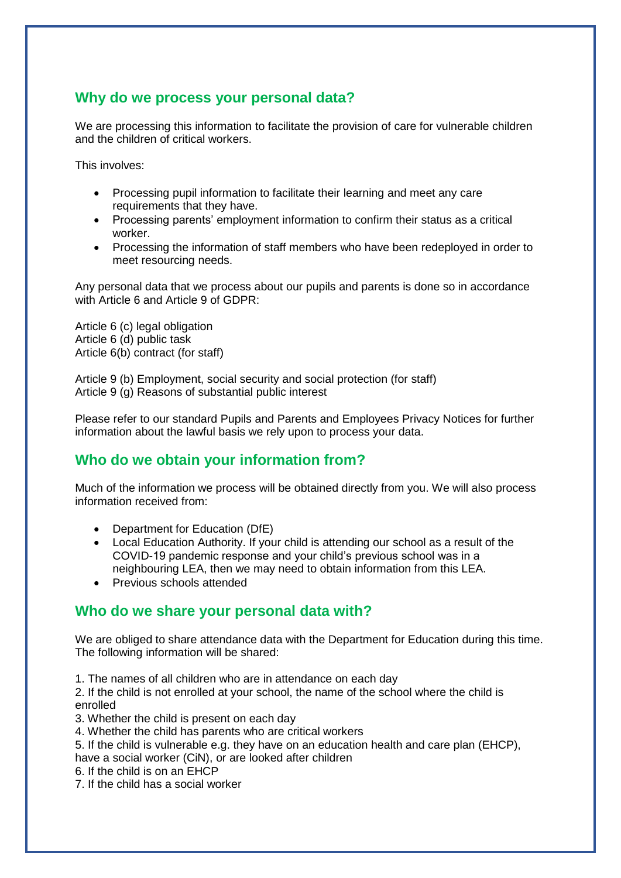## Why do we process your personal data?

We are processing this information to facilitate the provision of care for vulnerable children and the children of critical workers.

This involves:

- Processing pupil information to facilitate their learning and meet any care requirements that they have.
- Processing parents' employment information to confirm their status as a critical worker.
- Processing the information of staff members who have been redeployed in order to meet resourcing needs.

Any personal data that we process about our pupils and parents is done so in accordance with Article 6 and Article 9 of GDPR:

Article 6 (c) legal obligation  
Article 6 (d) public task  
Article 6(b) contract (for staff)

Article 9 (b) Employment, social security and social protection (for staff)  
Article 9 (g) Reasons of substantial public interest

Please refer to our standard Pupils and Parents and Employees Privacy Notices for further information about the lawful basis we rely upon to process your data.

## Who do we obtain your information from?

Much of the information we process will be obtained directly from you. We will also process information received from:

- Department for Education (DfE)
- Local Education Authority. If your child is attending our school as a result of the COVID-19 pandemic response and your child's previous school was in a neighbouring LEA, then we may need to obtain information from this LEA.
- Previous schools attended

## Who do we share your personal data with?

We are obliged to share attendance data with the Department for Education during this time. The following information will be shared:

1. The names of all children who are in attendance on each day
2. If the child is not enrolled at your school, the name of the school where the child is enrolled
3. Whether the child is present on each day
4. Whether the child has parents who are critical workers
5. If the child is vulnerable e.g. they have on an education health and care plan (EHCP), have a social worker (CiN), or are looked after children
6. If the child is on an EHCP
7. If the child has a social worker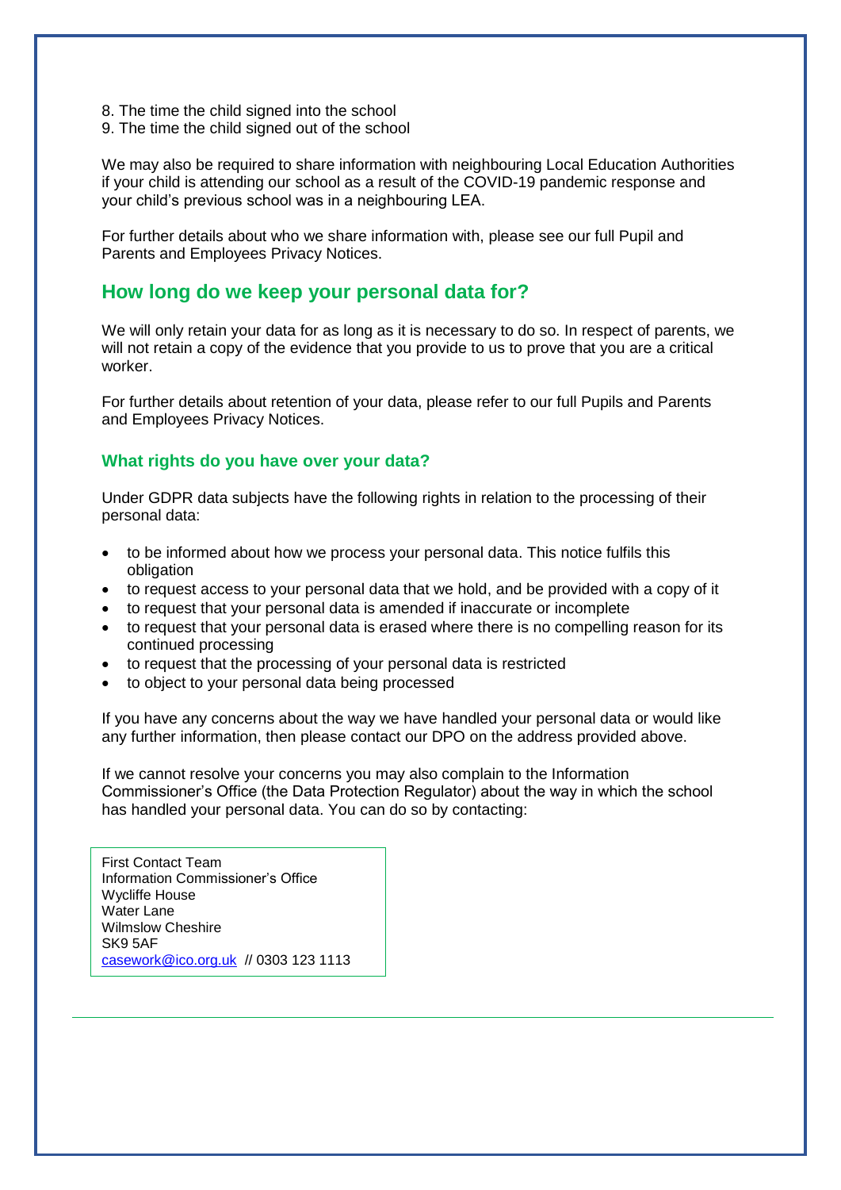8. The time the child signed into the school
9. The time the child signed out of the school

We may also be required to share information with neighbouring Local Education Authorities if your child is attending our school as a result of the COVID-19 pandemic response and your child's previous school was in a neighbouring LEA.

For further details about who we share information with, please see our full Pupil and Parents and Employees Privacy Notices.

## How long do we keep your personal data for?

We will only retain your data for as long as it is necessary to do so. In respect of parents, we will not retain a copy of the evidence that you provide to us to prove that you are a critical worker.

For further details about retention of your data, please refer to our full Pupils and Parents and Employees Privacy Notices.

### What rights do you have over your data?

Under GDPR data subjects have the following rights in relation to the processing of their personal data:

- to be informed about how we process your personal data. This notice fulfils this obligation
- to request access to your personal data that we hold, and be provided with a copy of it
- to request that your personal data is amended if inaccurate or incomplete
- to request that your personal data is erased where there is no compelling reason for its continued processing
- to request that the processing of your personal data is restricted
- to object to your personal data being processed

If you have any concerns about the way we have handled your personal data or would like any further information, then please contact our DPO on the address provided above.

If we cannot resolve your concerns you may also complain to the Information Commissioner's Office (the Data Protection Regulator) about the way in which the school has handled your personal data. You can do so by contacting:

First Contact Team
Information Commissioner's Office
Wycliffe House
Water Lane
Wilmslow Cheshire
SK9 5AF
casework@ico.org.uk // 0303 123 1113